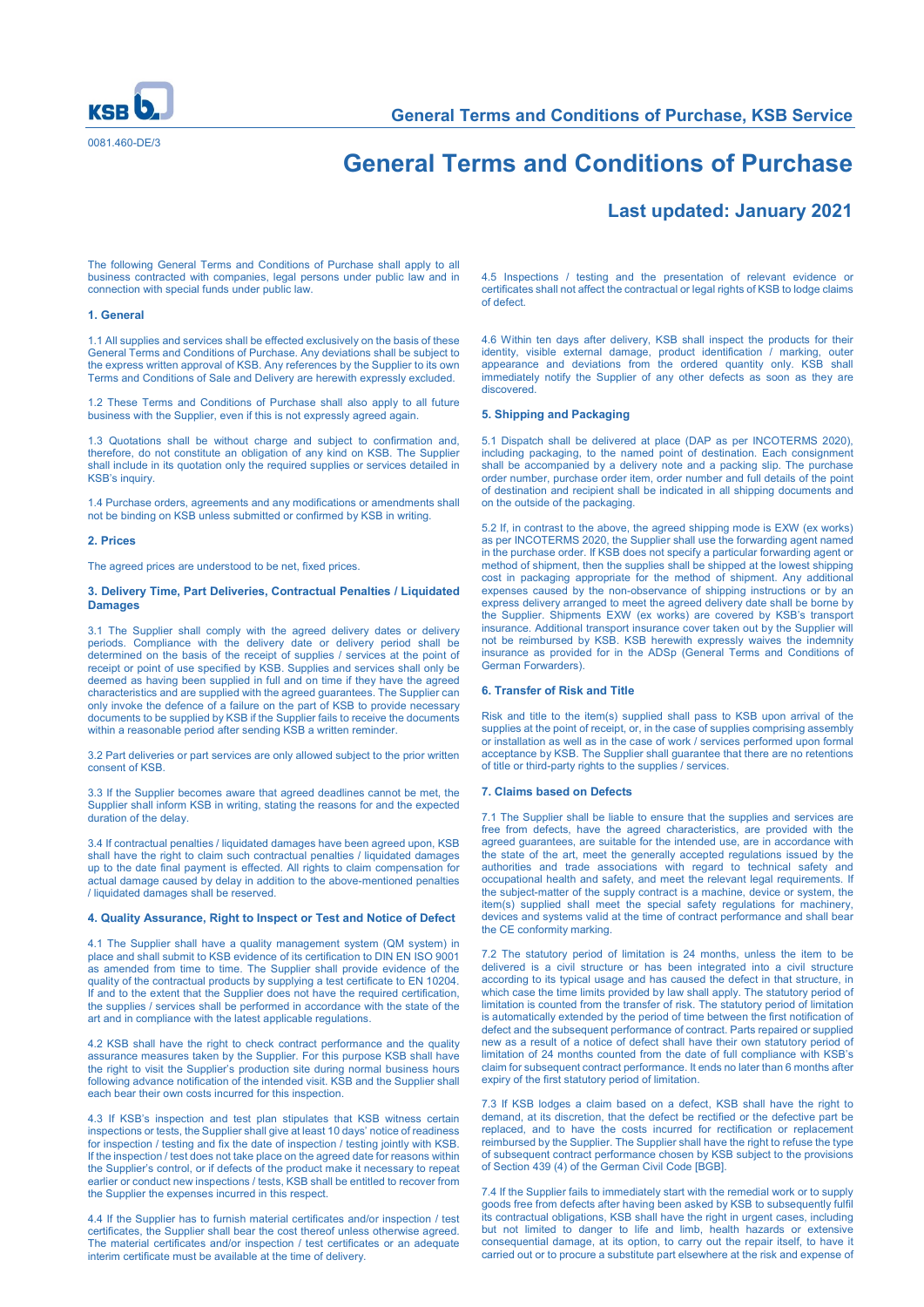# General Terms and Conditions of Purchase, KSB Service

0081.460-DE/3

# General Terms and Conditions of Purchase

## Last updated: January 2021

The following General Terms and Conditions of Purchase shall apply to all business contracted with companies, legal persons under public law and in connection with special funds under public law.

### 1. General

1.1 All supplies and services shall be effected exclusively on the basis of these General Terms and Conditions of Purchase. Any deviations shall be subject to the express written approval of KSB. Any references by the Supplier to its own Terms and Conditions of Sale and Delivery are herewith expressly excluded.

1.2 These Terms and Conditions of Purchase shall also apply to all future business with the Supplier, even if this is not expressly agreed again.

1.3 Quotations shall be without charge and subject to confirmation and, therefore, do not constitute an obligation of any kind on KSB. The Supplier shall include in its quotation only the required supplies or services detailed in KSB's inquiry.

1.4 Purchase orders, agreements and any modifications or amendments shall not be binding on KSB unless submitted or confirmed by KSB in writing.

### 2. Prices

The agreed prices are understood to be net, fixed prices.

### 3. Delivery Time, Part Deliveries, Contractual Penalties / Liquidated Damages

3.1 The Supplier shall comply with the agreed delivery dates or delivery periods. Compliance with the delivery date or delivery period shall be determined on the basis of the receipt of supplies / services at the point of receipt or point of use specified by KSB. Supplies and services shall only be deemed as having been supplied in full and on time if they have the agreed characteristics and are supplied with the agreed guarantees. The Supplier can only invoke the defence of a failure on the part of KSB to provide necessary documents to be supplied by KSB if the Supplier fails to receive the documents within a reasonable period after sending KSB a written reminder.

3.2 Part deliveries or part services are only allowed subject to the prior written consent of KSB.

3.3 If the Supplier becomes aware that agreed deadlines cannot be met, the Supplier shall inform KSB in writing, stating the reasons for and the expected duration of the delay.

3.4 If contractual penalties / liquidated damages have been agreed upon, KSB shall have the right to claim such contractual penalties / liquidated damages up to the date final payment is effected. All rights to claim compensation for actual damage caused by delay in addition to the above-mentioned penalties / liquidated damages shall be reserved.

### 4. Quality Assurance, Right to Inspect or Test and Notice of Defect

4.1 The Supplier shall have a quality management system (QM system) in place and shall submit to KSB evidence of its certification to DIN EN ISO 9001 as amended from time to time. The Supplier shall provide evidence of the quality of the contractual products by supplying a test certificate to EN 10204. If and to the extent that the Supplier does not have the required certification, the supplies / services shall be performed in accordance with the state of the art and in compliance with the latest applicable regulations.

4.2 KSB shall have the right to check contract performance and the quality assurance measures taken by the Supplier. For this purpose KSB shall have the right to visit the Supplier's production site during normal business hours following advance notification of the intended visit. KSB and the Supplier shall each bear their own costs incurred for this inspection.

4.3 If KSB's inspection and test plan stipulates that KSB witness certain inspections or tests, the Supplier shall give at least 10 days' notice of readiness for inspection / testing and fix the date of inspection / testing jointly with KSB. If the inspection / test does not take place on the agreed date for reasons within the Supplier's control, or if defects of the product make it necessary to repeat earlier or conduct new inspections / tests, KSB shall be entitled to recover from the Supplier the expenses incurred in this respect.

4.4 If the Supplier has to furnish material certificates and/or inspection / test certificates, the Supplier shall bear the cost thereof unless otherwise agreed. The material certificates and/or inspection / test certificates or an adequate interim certificate must be available at the time of delivery.

4.5 Inspections / testing and the presentation of relevant evidence or certificates shall not affect the contractual or legal rights of KSB to lodge claims of defect.

4.6 Within ten days after delivery, KSB shall inspect the products for their identity, visible external damage, product identification / marking, outer appearance and deviations from the ordered quantity only. KSB shall immediately notify the Supplier of any other defects as soon as they are discovered.

### 5. Shipping and Packaging

5.1 Dispatch shall be delivered at place (DAP as per INCOTERMS 2020), including packaging, to the named point of destination. Each consignment shall be accompanied by a delivery note and a packing slip. The purchase order number, purchase order item, order number and full details of the point of destination and recipient shall be indicated in all shipping documents and on the outside of the packaging.

5.2 If, in contrast to the above, the agreed shipping mode is EXW (ex works) as per INCOTERMS 2020, the Supplier shall use the forwarding agent named in the purchase order. If KSB does not specify a particular forwarding agent or method of shipment, then the supplies shall be shipped at the lowest shipping cost in packaging appropriate for the method of shipment. Any additional expenses caused by the non-observance of shipping instructions or by an express delivery arranged to meet the agreed delivery date shall be borne by the Supplier. Shipments EXW (ex works) are covered by KSB's transport insurance. Additional transport insurance cover taken out by the Supplier will not be reimbursed by KSB. KSB herewith expressly waives the indemnity insurance as provided for in the ADSp (General Terms and Conditions of German Forwarders).

### 6. Transfer of Risk and Title

Risk and title to the item(s) supplied shall pass to KSB upon arrival of the supplies at the point of receipt, or, in the case of supplies comprising assembly or installation as well as in the case of work / services performed upon formal acceptance by KSB. The Supplier shall guarantee that there are no retentions of title or third-party rights to the supplies / services.

### 7. Claims based on Defects

7.1 The Supplier shall be liable to ensure that the supplies and services are free from defects, have the agreed characteristics, are provided with the agreed guarantees, are suitable for the intended use, are in accordance with the state of the art, meet the generally accepted regulations issued by the authorities and trade associations with regard to technical safety and occupational health and safety, and meet the relevant legal requirements. If the subject-matter of the supply contract is a machine, device or system, the item(s) supplied shall meet the special safety regulations for machinery, devices and systems valid at the time of contract performance and shall bear the CE conformity marking.

7.2 The statutory period of limitation is 24 months, unless the item to be delivered is a civil structure or has been integrated into a civil structure according to its typical usage and has caused the defect in that structure, in which case the time limits provided by law shall apply. The statutory period of limitation is counted from the transfer of risk. The statutory period of limitation is automatically extended by the period of time between the first notification of defect and the subsequent performance of contract. Parts repaired or supplied new as a result of a notice of defect shall have their own statutory period of limitation of 24 months counted from the date of full compliance with KSB's claim for subsequent contract performance. It ends no later than 6 months after expiry of the first statutory period of limitation.

7.3 If KSB lodges a claim based on a defect, KSB shall have the right to demand, at its discretion, that the defect be rectified or the defective part be replaced, and to have the costs incurred for rectification or replacement reimbursed by the Supplier. The Supplier shall have the right to refuse the type of subsequent contract performance chosen by KSB subject to the provisions of Section 439 (4) of the German Civil Code [BGB].

7.4 If the Supplier fails to immediately start with the remedial work or to supply goods free from defects after having been asked by KSB to subsequently fulfil its contractual obligations, KSB shall have the right in urgent cases, including but not limited to danger to life and limb, health hazards or extensive consequential damage, at its option, to carry out the repair itself, to have it carried out or to procure a substitute part elsewhere at the risk and expense of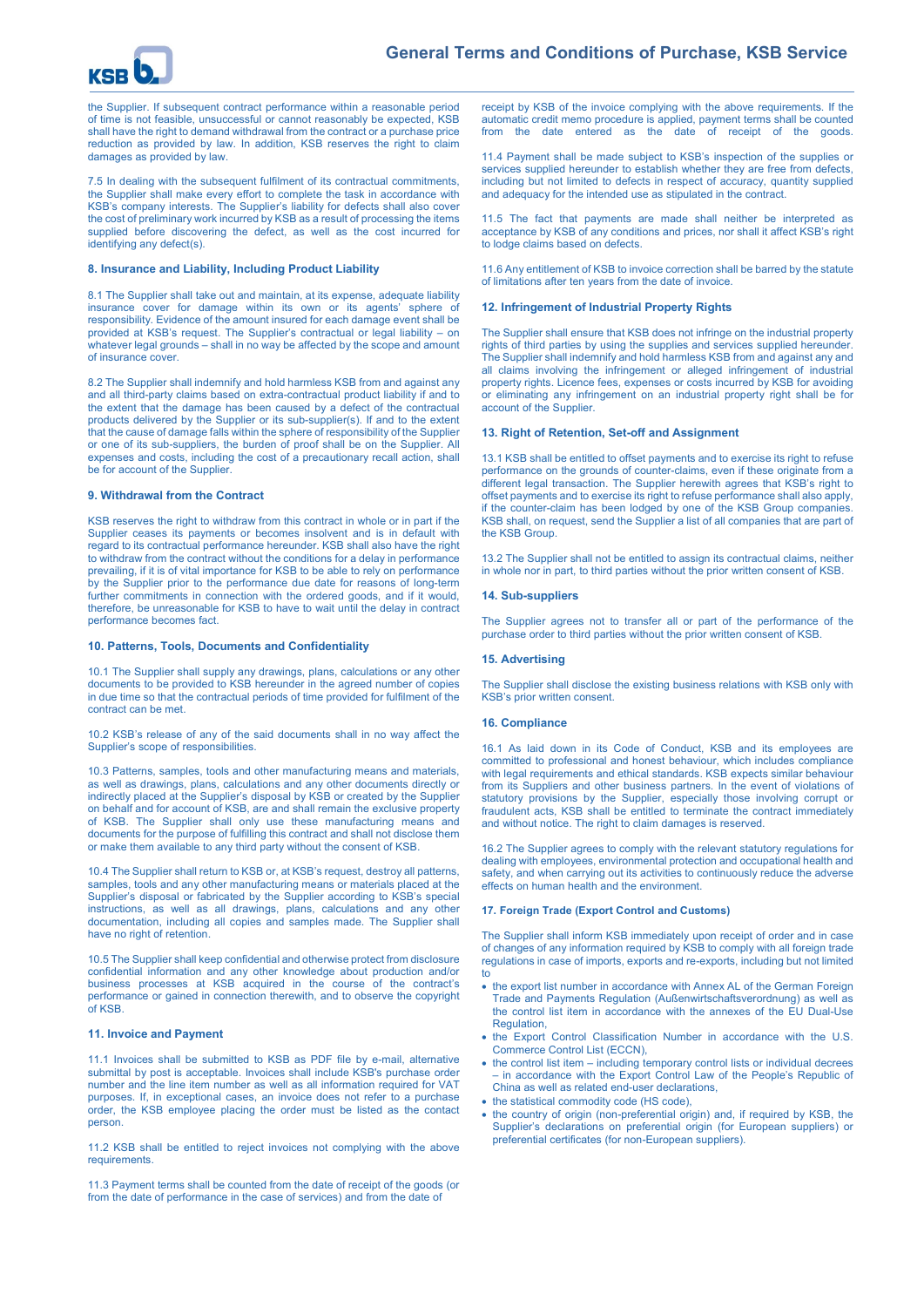the Supplier. If subsequent contract performance within a reasonable period of time is not feasible, unsuccessful or cannot reasonably be expected, KSB shall have the right to demand withdrawal from the contract or a purchase price reduction as provided by law. In addition, KSB reserves the right to claim damages as provided by law.

7.5 In dealing with the subsequent fulfilment of its contractual commitments, the Supplier shall make every effort to complete the task in accordance with KSB's company interests. The Supplier's liability for defects shall also cover the cost of preliminary work incurred by KSB as a result of processing the items supplied before discovering the defect, as well as the cost incurred for identifying any defect(s).

### 8. Insurance and Liability, Including Product Liability

8.1 The Supplier shall take out and maintain, at its expense, adequate liability insurance cover for damage within its own or its agents' sphere of responsibility. Evidence of the amount insured for each damage event shall be provided at KSB's request. The Supplier's contractual or legal liability – on whatever legal grounds – shall in no way be affected by the scope and amount of insurance cover.

8.2 The Supplier shall indemnify and hold harmless KSB from and against any and all third-party claims based on extra-contractual product liability if and to the extent that the damage has been caused by a defect of the contractual products delivered by the Supplier or its sub-supplier(s). If and to the extent that the cause of damage falls within the sphere of responsibility of the Supplier or one of its sub-suppliers, the burden of proof shall be on the Supplier. All expenses and costs, including the cost of a precautionary recall action, shall be for account of the Supplier.

### 9. Withdrawal from the Contract

KSB reserves the right to withdraw from this contract in whole or in part if the Supplier ceases its payments or becomes insolvent and is in default with regard to its contractual performance hereunder. KSB shall also have the right to withdraw from the contract without the conditions for a delay in performance prevailing, if it is of vital importance for KSB to be able to rely on performance by the Supplier prior to the performance due date for reasons of long-term further commitments in connection with the ordered goods, and if it would, therefore, be unreasonable for KSB to have to wait until the delay in contract performance becomes fact.

### 10. Patterns, Tools, Documents and Confidentiality

10.1 The Supplier shall supply any drawings, plans, calculations or any other documents to be provided to KSB hereunder in the agreed number of copies in due time so that the contractual periods of time provided for fulfilment of the contract can be met.

10.2 KSB's release of any of the said documents shall in no way affect the Supplier's scope of responsibilities.

10.3 Patterns, samples, tools and other manufacturing means and materials, as well as drawings, plans, calculations and any other documents directly or indirectly placed at the Supplier's disposal by KSB or created by the Supplier on behalf and for account of KSB, are and shall remain the exclusive property of KSB. The Supplier shall only use these manufacturing means and documents for the purpose of fulfilling this contract and shall not disclose them or make them available to any third party without the consent of KSB.

10.4 The Supplier shall return to KSB or, at KSB's request, destroy all patterns, samples, tools and any other manufacturing means or materials placed at the Supplier's disposal or fabricated by the Supplier according to KSB's special instructions, as well as all drawings, plans, calculations and any other documentation, including all copies and samples made. The Supplier shall have no right of retention.

10.5 The Supplier shall keep confidential and otherwise protect from disclosure confidential information and any other knowledge about production and/or business processes at KSB acquired in the course of the contract's performance or gained in connection therewith, and to observe the copyright of KSB.

### 11. Invoice and Payment

11.1 Invoices shall be submitted to KSB as PDF file by e-mail, alternative submittal by post is acceptable. Invoices shall include KSB's purchase order number and the line item number as well as all information required for VAT purposes. If, in exceptional cases, an invoice does not refer to a purchase order, the KSB employee placing the order must be listed as the contact person.

11.2 KSB shall be entitled to reject invoices not complying with the above requirements.

11.3 Payment terms shall be counted from the date of receipt of the goods (or from the date of performance in the case of services) and from the date of receipt by KSB of the invoice complying with the above requirements. If the automatic credit memo procedure is applied, payment terms shall be counted from the date entered as the date of receipt of the goods.

11.4 Payment shall be made subject to KSB's inspection of the supplies or services supplied hereunder to establish whether they are free from defects, including but not limited to defects in respect of accuracy, quantity supplied and adequacy for the intended use as stipulated in the contract.

11.5 The fact that payments are made shall neither be interpreted as acceptance by KSB of any conditions and prices, nor shall it affect KSB's right to lodge claims based on defects.

11.6 Any entitlement of KSB to invoice correction shall be barred by the statute of limitations after ten years from the date of invoice.

### 12. Infringement of Industrial Property Rights

The Supplier shall ensure that KSB does not infringe on the industrial property rights of third parties by using the supplies and services supplied hereunder. The Supplier shall indemnify and hold harmless KSB from and against any and all claims involving the infringement or alleged infringement of industrial property rights. Licence fees, expenses or costs incurred by KSB for avoiding or eliminating any infringement on an industrial property right shall be for account of the Supplier.

### 13. Right of Retention, Set-off and Assignment

13.1 KSB shall be entitled to offset payments and to exercise its right to refuse performance on the grounds of counter-claims, even if these originate from a different legal transaction. The Supplier herewith agrees that KSB's right to offset payments and to exercise its right to refuse performance shall also apply, if the counter-claim has been lodged by one of the KSB Group companies. KSB shall, on request, send the Supplier a list of all companies that are part of the KSB Group.

13.2 The Supplier shall not be entitled to assign its contractual claims, neither in whole nor in part, to third parties without the prior written consent of KSB.

### 14. Sub-suppliers

The Supplier agrees not to transfer all or part of the performance of the purchase order to third parties without the prior written consent of KSB.

### 15. Advertising

The Supplier shall disclose the existing business relations with KSB only with KSB's prior written consent.

### 16. Compliance

16.1 As laid down in its Code of Conduct, KSB and its employees are committed to professional and honest behaviour, which includes compliance with legal requirements and ethical standards. KSB expects similar behaviour from its Suppliers and other business partners. In the event of violations of statutory provisions by the Supplier, especially those involving corrupt or fraudulent acts, KSB shall be entitled to terminate the contract immediately and without notice. The right to claim damages is reserved.

16.2 The Supplier agrees to comply with the relevant statutory regulations for dealing with employees, environmental protection and occupational health and safety, and when carrying out its activities to continuously reduce the adverse effects on human health and the environment.

### 17. Foreign Trade (Export Control and Customs)

The Supplier shall inform KSB immediately upon receipt of order and in case of changes of any information required by KSB to comply with all foreign trade regulations in case of imports, exports and re-exports, including but not limited to

- the export list number in accordance with Annex AL of the German Foreign Trade and Payments Regulation (Außenwirtschaftsverordnung) as well as the control list item in accordance with the annexes of the EU Dual-Use Regulation,
- the Export Control Classification Number in accordance with the U.S. Commerce Control List (ECCN),
- the control list item – including temporary control lists or individual decrees – in accordance with the Export Control Law of the People's Republic of China as well as related end-user declarations,
- the statistical commodity code (HS code),
- the country of origin (non-preferential origin) and, if required by KSB, the Supplier's declarations on preferential origin (for European suppliers) or preferential certificates (for non-European suppliers).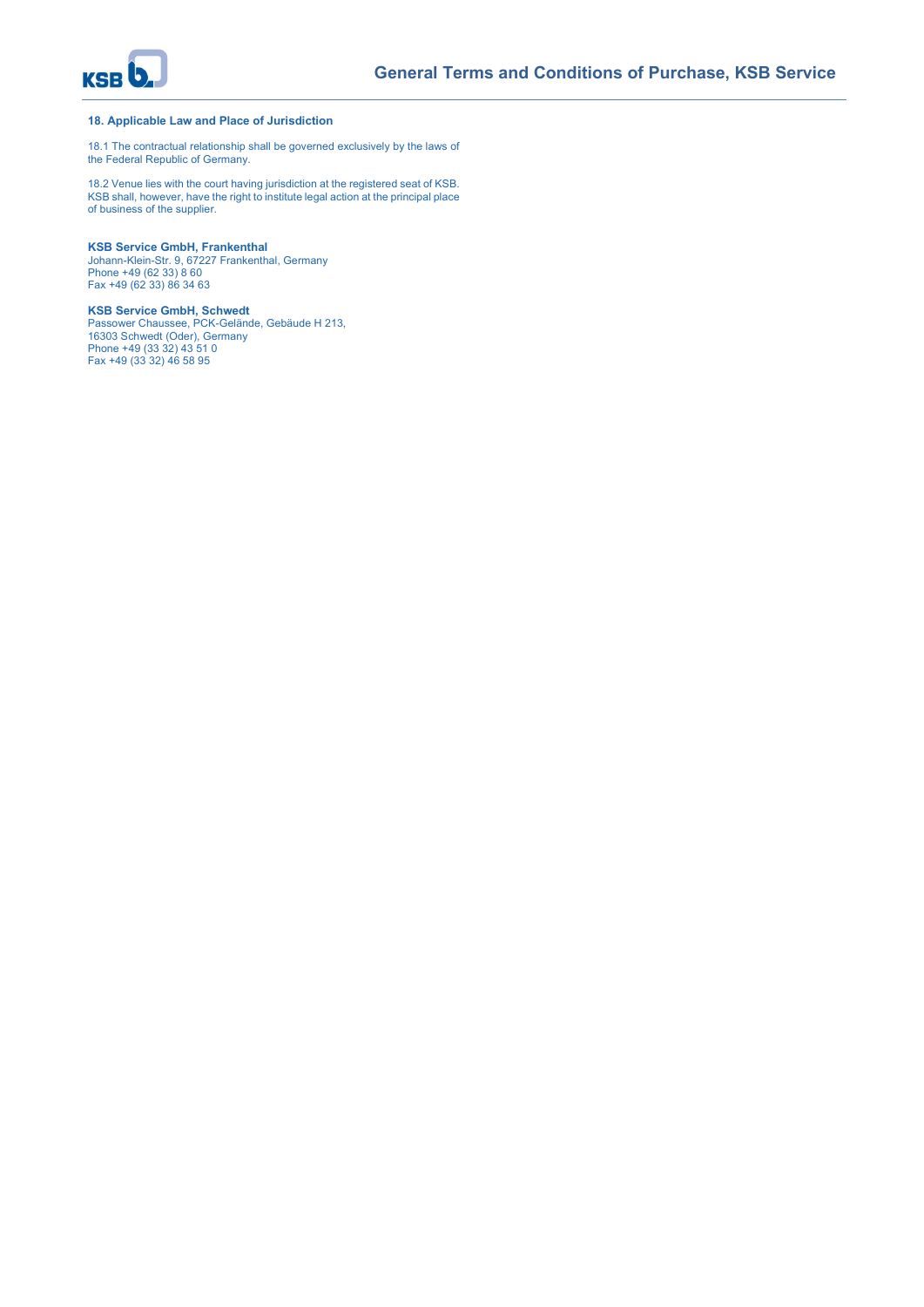## 18. Applicable Law and Place of Jurisdiction

18.1 The contractual relationship shall be governed exclusively by the laws of the Federal Republic of Germany.

18.2 Venue lies with the court having jurisdiction at the registered seat of KSB. KSB shall, however, have the right to institute legal action at the principal place of business of the supplier.

**KSB Service GmbH, Frankenthal**
Johann-Klein-Str. 9, 67227 Frankenthal, Germany
Phone +49 (62 33) 8 60
Fax +49 (62 33) 86 34 63

**KSB Service GmbH, Schwedt**
Passower Chaussee, PCK-Gelände, Gebäude H 213,
16303 Schwedt (Oder), Germany
Phone +49 (33 32) 43 51 0
Fax +49 (33 32) 46 58 95